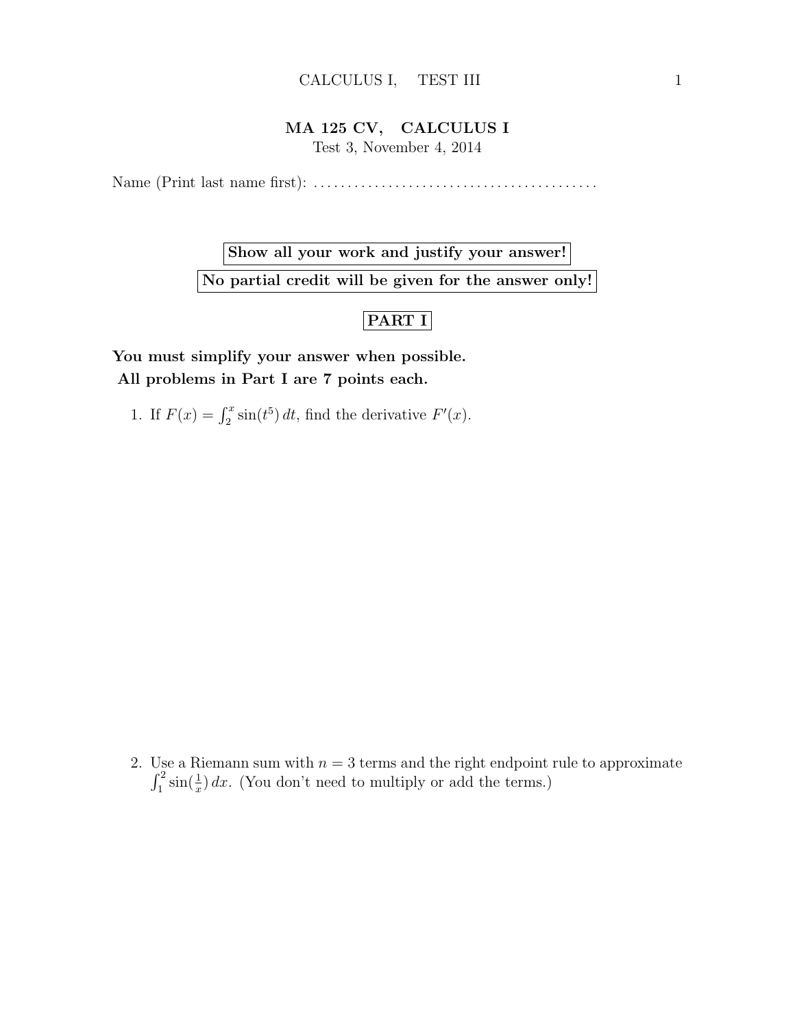# MA 125 CV, CALCULUS I

Test 3, November 4, 2014

Name (Print last name first): .........................................

**Show all your work and justify your answer!**

**No partial credit will be given for the answer only!**

## PART I

**You must simplify your answer when possible.**
**All problems in Part I are 7 points each.**

1. If $F(x) = \int_2^x \sin(t^5)\,dt$, find the derivative $F'(x)$.

2. Use a Riemann sum with $n = 3$ terms and the right endpoint rule to approximate $\int_1^2 \sin(\frac{1}{x})\,dx$. (You don't need to multiply or add the terms.)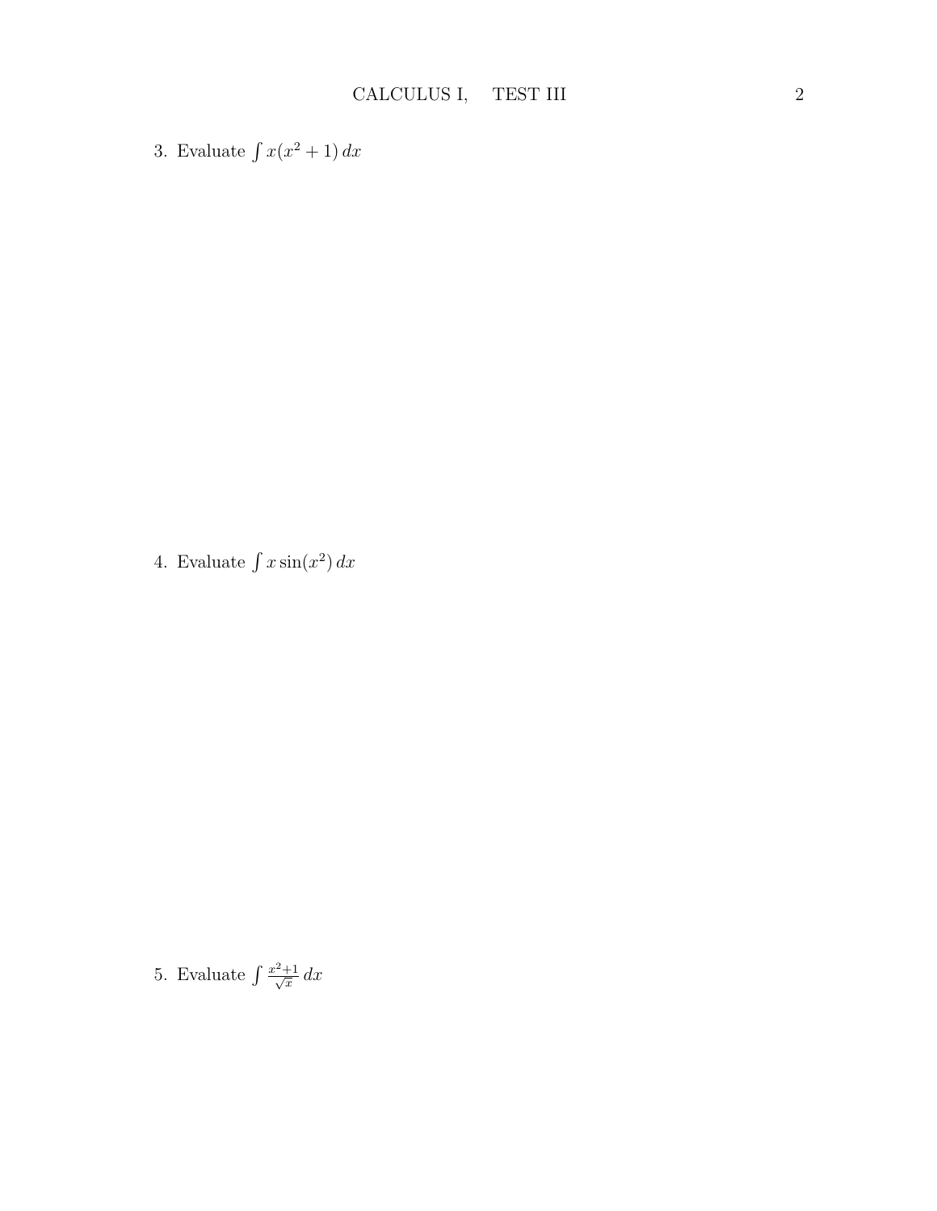3. Evaluate $\int x(x^2 + 1)\,dx$

4. Evaluate $\int x \sin(x^2)\,dx$

5. Evaluate $\int \frac{x^2+1}{\sqrt{x}}\,dx$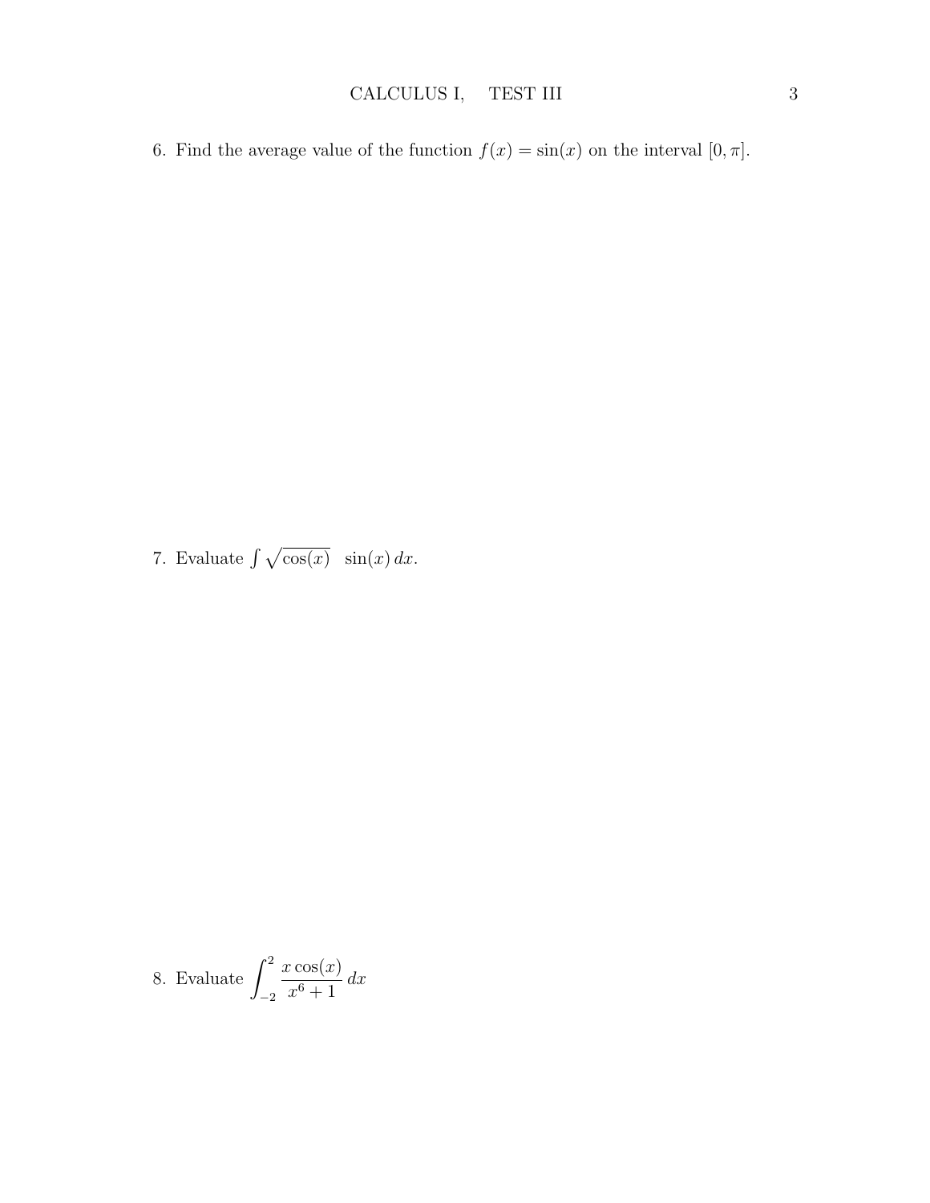6. Find the average value of the function $f(x) = \sin(x)$ on the interval $[0, \pi]$.

7. Evaluate $\int \sqrt{\cos(x)} \ \sin(x)\, dx$.

8. Evaluate $\displaystyle\int_{-2}^{2} \frac{x\cos(x)}{x^6+1}\, dx$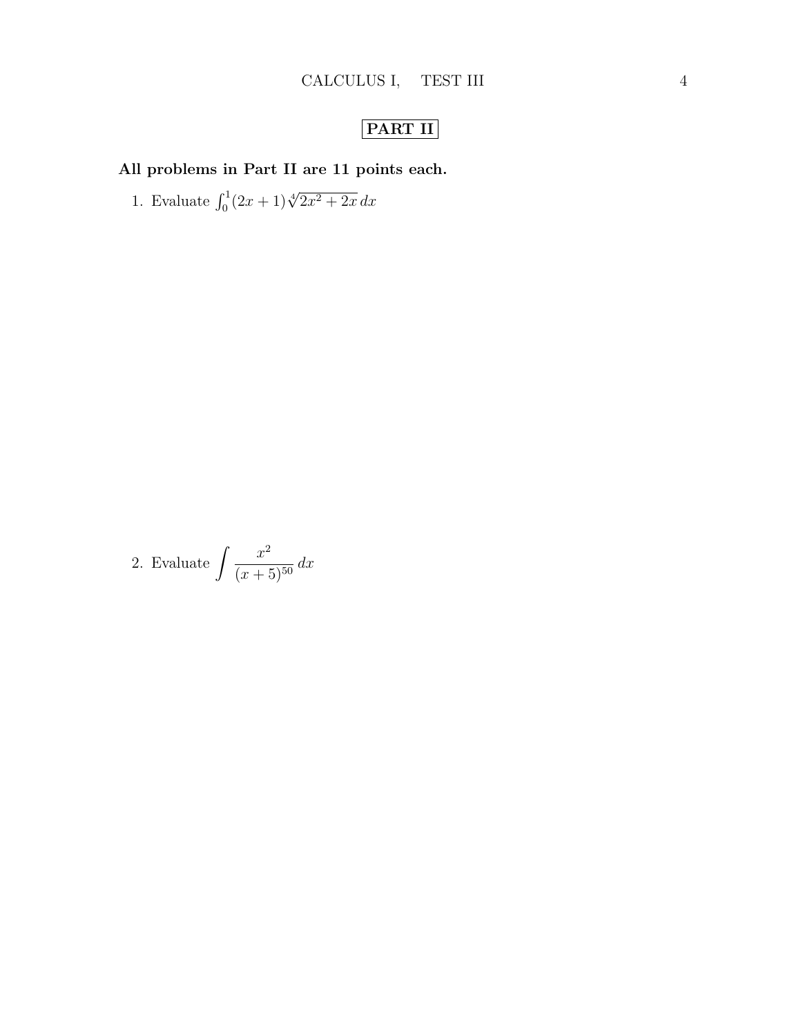## PART II

**All problems in Part II are 11 points each.**

1. Evaluate $\int_0^1 (2x+1)\sqrt[4]{2x^2+2x}\,dx$

2. Evaluate $\displaystyle\int \frac{x^2}{(x+5)^{50}}\,dx$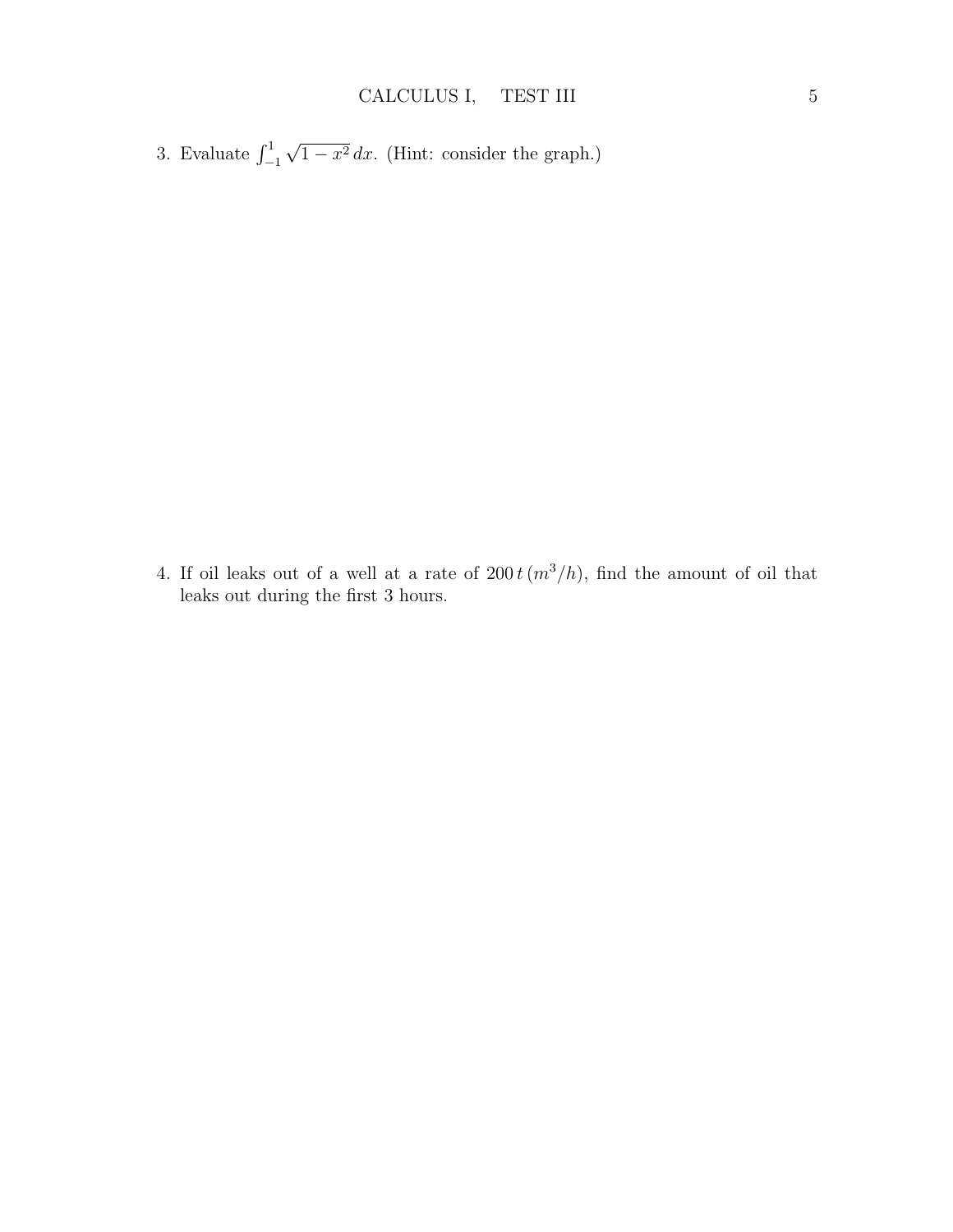3. Evaluate $\int_{-1}^{1} \sqrt{1-x^2}\,dx$. (Hint: consider the graph.)

4. If oil leaks out of a well at a rate of $200\,t\,(m^3/h)$, find the amount of oil that leaks out during the first 3 hours.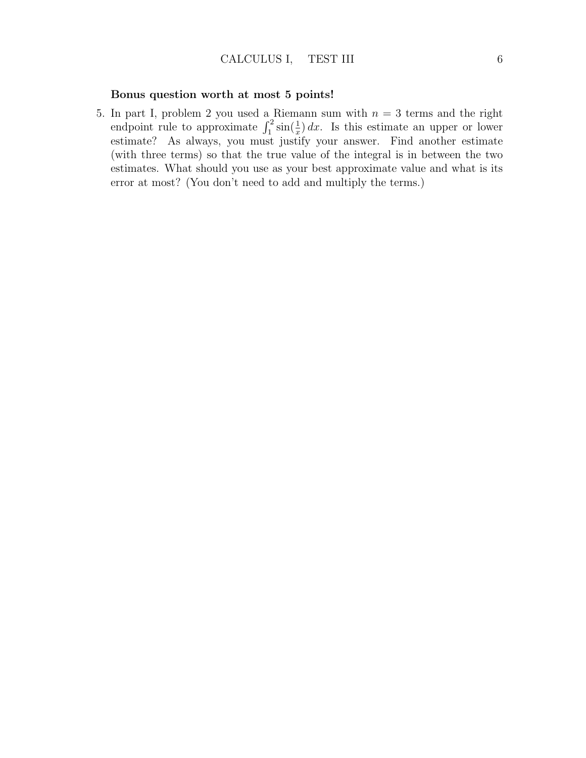**Bonus question worth at most 5 points!**

5. In part I, problem 2 you used a Riemann sum with $n = 3$ terms and the right endpoint rule to approximate $\int_1^2 \sin(\frac{1}{x})\,dx$. Is this estimate an upper or lower estimate? As always, you must justify your answer. Find another estimate (with three terms) so that the true value of the integral is in between the two estimates. What should you use as your best approximate value and what is its error at most? (You don't need to add and multiply the terms.)